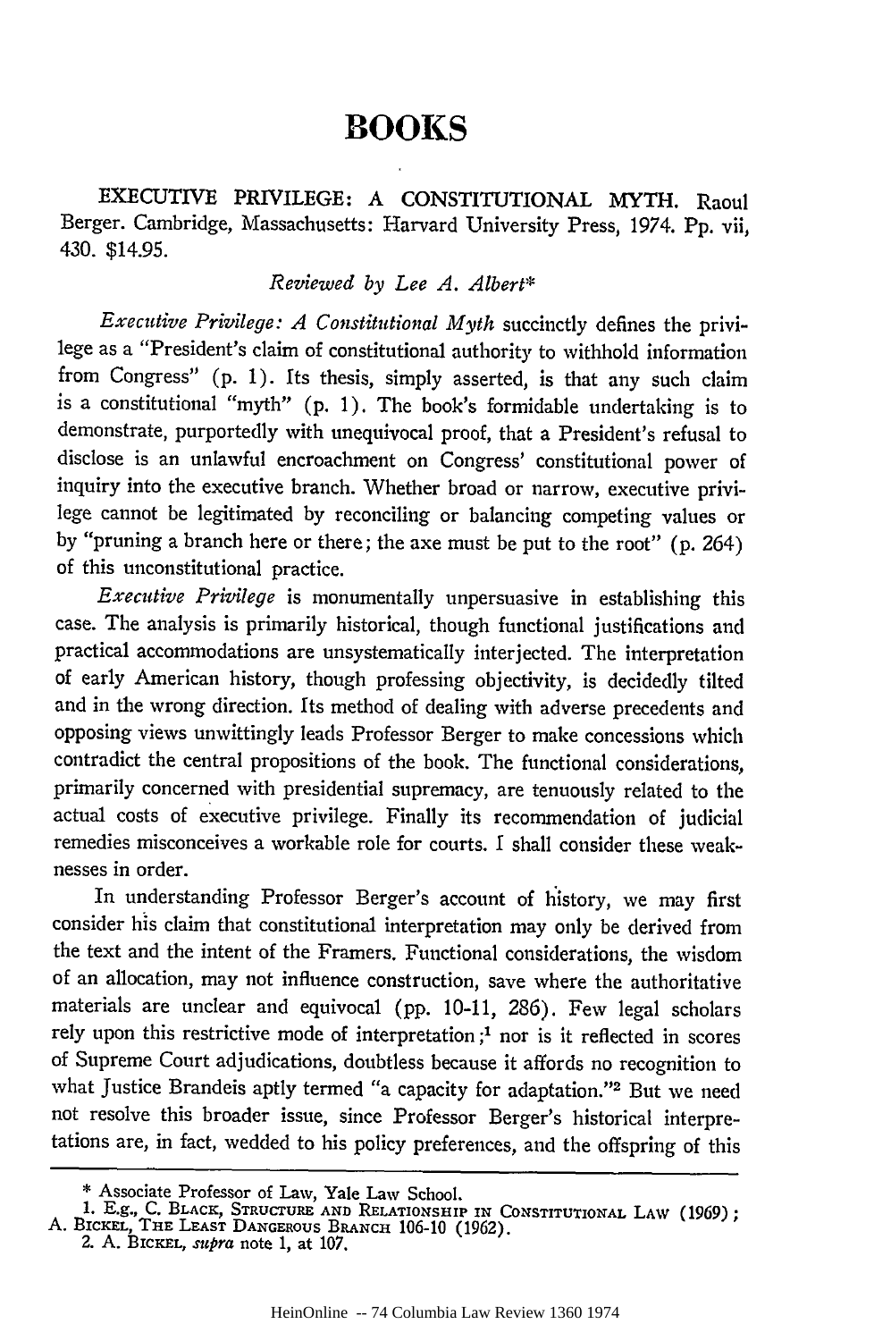# BOOKS

EXECUTIVE PRIVILEGE: A CONSTITUTIONAL MYTH. Raoul Berger. Cambridge, Massachusetts: Harvard University Press, 1974. Pp. vii, 430. $14.95.

*Reviewed by Lee A. Albert\**

*Executive Privilege: A Constitutional Myth* succinctly defines the privilege as a "President's claim of constitutional authority to withhold information from Congress" (p. 1). Its thesis, simply asserted, is that any such claim is a constitutional "myth" (p. 1). The book's formidable undertaking is to demonstrate, purportedly with unequivocal proof, that a President's refusal to disclose is an unlawful encroachment on Congress' constitutional power of inquiry into the executive branch. Whether broad or narrow, executive privilege cannot be legitimated by reconciling or balancing competing values or by "pruning a branch here or there; the axe must be put to the root" (p. 264) of this unconstitutional practice.

*Executive Privilege* is monumentally unpersuasive in establishing this case. The analysis is primarily historical, though functional justifications and practical accommodations are unsystematically interjected. The interpretation of early American history, though professing objectivity, is decidedly tilted and in the wrong direction. Its method of dealing with adverse precedents and opposing views unwittingly leads Professor Berger to make concessions which contradict the central propositions of the book. The functional considerations, primarily concerned with presidential supremacy, are tenuously related to the actual costs of executive privilege. Finally its recommendation of judicial remedies misconceives a workable role for courts. I shall consider these weaknesses in order.

In understanding Professor Berger's account of history, we may first consider his claim that constitutional interpretation may only be derived from the text and the intent of the Framers. Functional considerations, the wisdom of an allocation, may not influence construction, save where the authoritative materials are unclear and equivocal (pp. 10-11, 286). Few legal scholars rely upon this restrictive mode of interpretation;[1] nor is it reflected in scores of Supreme Court adjudications, doubtless because it affords no recognition to what Justice Brandeis aptly termed "a capacity for adaptation."[2] But we need not resolve this broader issue, since Professor Berger's historical interpretations are, in fact, wedded to his policy preferences, and the offspring of this

---

\* Associate Professor of Law, Yale Law School.

1. E.g., C. BLACK, STRUCTURE AND RELATIONSHIP IN CONSTITUTIONAL LAW (1969); A. BICKEL, THE LEAST DANGEROUS BRANCH 106-10 (1962).

2. A. BICKEL, *supra* note 1, at 107.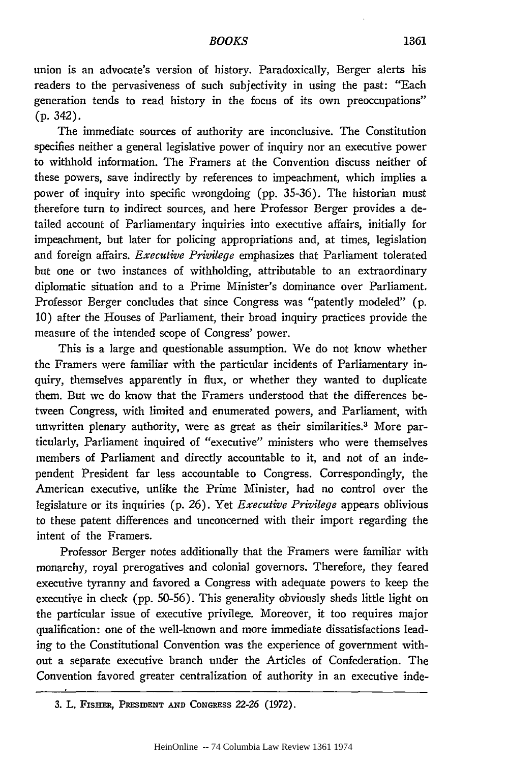union is an advocate's version of history. Paradoxically, Berger alerts his readers to the pervasiveness of such subjectivity in using the past: "Each generation tends to read history in the focus of its own preoccupations" (p. 342).

The immediate sources of authority are inconclusive. The Constitution specifies neither a general legislative power of inquiry nor an executive power to withhold information. The Framers at the Convention discuss neither of these powers, save indirectly by references to impeachment, which implies a power of inquiry into specific wrongdoing (pp. 35-36). The historian must therefore turn to indirect sources, and here Professor Berger provides a detailed account of Parliamentary inquiries into executive affairs, initially for impeachment, but later for policing appropriations and, at times, legislation and foreign affairs. *Executive Privilege* emphasizes that Parliament tolerated but one or two instances of withholding, attributable to an extraordinary diplomatic situation and to a Prime Minister's dominance over Parliament. Professor Berger concludes that since Congress was "patently modeled" (p. 10) after the Houses of Parliament, their broad inquiry practices provide the measure of the intended scope of Congress' power.

This is a large and questionable assumption. We do not know whether the Framers were familiar with the particular incidents of Parliamentary inquiry, themselves apparently in flux, or whether they wanted to duplicate them. But we do know that the Framers understood that the differences between Congress, with limited and enumerated powers, and Parliament, with unwritten plenary authority, were as great as their similarities.[3] More particularly, Parliament inquired of "executive" ministers who were themselves members of Parliament and directly accountable to it, and not of an independent President far less accountable to Congress. Correspondingly, the American executive, unlike the Prime Minister, had no control over the legislature or its inquiries (p. 26). Yet *Executive Privilege* appears oblivious to these patent differences and unconcerned with their import regarding the intent of the Framers.

Professor Berger notes additionally that the Framers were familiar with monarchy, royal prerogatives and colonial governors. Therefore, they feared executive tyranny and favored a Congress with adequate powers to keep the executive in check (pp. 50-56). This generality obviously sheds little light on the particular issue of executive privilege. Moreover, it too requires major qualification: one of the well-known and more immediate dissatisfactions leading to the Constitutional Convention was the experience of government without a separate executive branch under the Articles of Confederation. The Convention favored greater centralization of authority in an executive inde-

3. L. Fisher, President and Congress 22-26 (1972).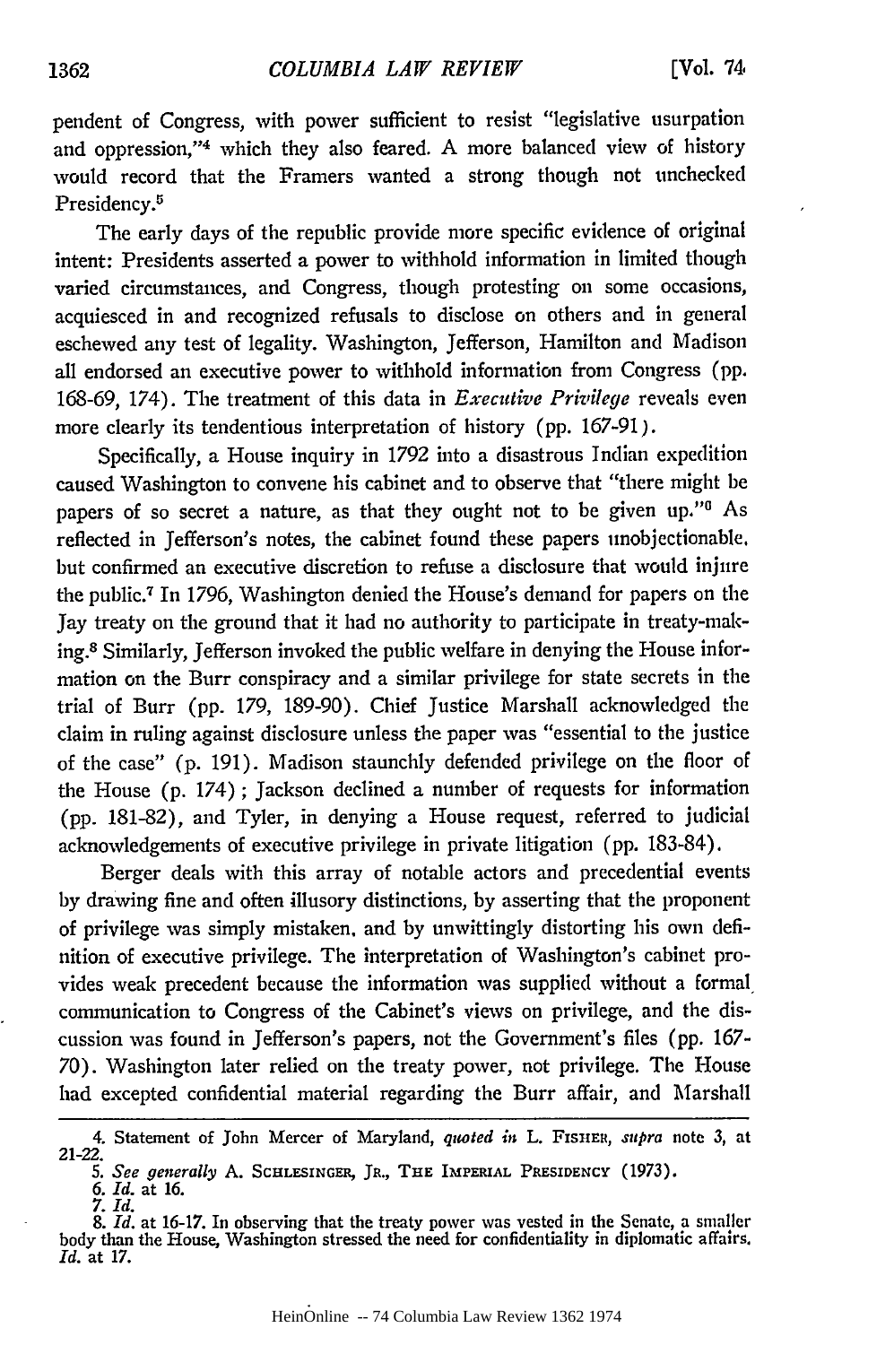pendent of Congress, with power sufficient to resist "legislative usurpation and oppression,"[4] which they also feared. A more balanced view of history would record that the Framers wanted a strong though not unchecked Presidency.[5]

The early days of the republic provide more specific evidence of original intent: Presidents asserted a power to withhold information in limited though varied circumstances, and Congress, though protesting on some occasions, acquiesced in and recognized refusals to disclose on others and in general eschewed any test of legality. Washington, Jefferson, Hamilton and Madison all endorsed an executive power to withhold information from Congress (pp. 168-69, 174). The treatment of this data in *Executive Privilege* reveals even more clearly its tendentious interpretation of history (pp. 167-91).

Specifically, a House inquiry in 1792 into a disastrous Indian expedition caused Washington to convene his cabinet and to observe that "there might be papers of so secret a nature, as that they ought not to be given up."[6] As reflected in Jefferson's notes, the cabinet found these papers unobjectionable, but confirmed an executive discretion to refuse a disclosure that would injure the public.[7] In 1796, Washington denied the House's demand for papers on the Jay treaty on the ground that it had no authority to participate in treaty-making.[8] Similarly, Jefferson invoked the public welfare in denying the House information on the Burr conspiracy and a similar privilege for state secrets in the trial of Burr (pp. 179, 189-90). Chief Justice Marshall acknowledged the claim in ruling against disclosure unless the paper was "essential to the justice of the case" (p. 191). Madison staunchly defended privilege on the floor of the House (p. 174); Jackson declined a number of requests for information (pp. 181-82), and Tyler, in denying a House request, referred to judicial acknowledgements of executive privilege in private litigation (pp. 183-84).

Berger deals with this array of notable actors and precedential events by drawing fine and often illusory distinctions, by asserting that the proponent of privilege was simply mistaken, and by unwittingly distorting his own definition of executive privilege. The interpretation of Washington's cabinet provides weak precedent because the information was supplied without a formal communication to Congress of the Cabinet's views on privilege, and the discussion was found in Jefferson's papers, not the Government's files (pp. 167-70). Washington later relied on the treaty power, not privilege. The House had excepted confidential material regarding the Burr affair, and Marshall

4. Statement of John Mercer of Maryland, *quoted in* L. Fisher, *supra* note 3, at 21-22.

5. *See generally* A. Schlesinger, Jr., The Imperial Presidency (1973).

6. *Id.* at 16.

7. *Id.*

8. *Id.* at 16-17. In observing that the treaty power was vested in the Senate, a smaller body than the House, Washington stressed the need for confidentiality in diplomatic affairs. *Id.* at 17.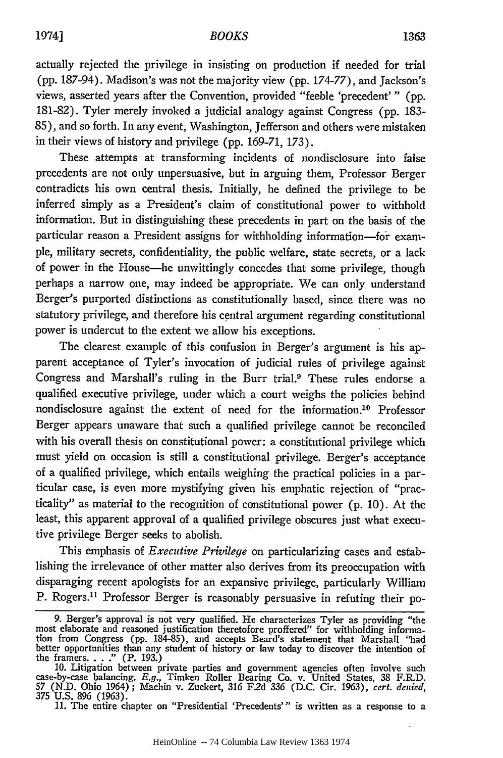actually rejected the privilege in insisting on production if needed for trial (pp. 187-94). Madison's was not the majority view (pp. 174-77), and Jackson's views, asserted years after the Convention, provided "feeble 'precedent'" (pp. 181-82). Tyler merely invoked a judicial analogy against Congress (pp. 183-85), and so forth. In any event, Washington, Jefferson and others were mistaken in their views of history and privilege (pp. 169-71, 173).

These attempts at transforming incidents of nondisclosure into false precedents are not only unpersuasive, but in arguing them, Professor Berger contradicts his own central thesis. Initially, he defined the privilege to be inferred simply as a President's claim of constitutional power to withhold information. But in distinguishing these precedents in part on the basis of the particular reason a President assigns for withholding information—for example, military secrets, confidentiality, the public welfare, state secrets, or a lack of power in the House—he unwittingly concedes that some privilege, though perhaps a narrow one, may indeed be appropriate. We can only understand Berger's purported distinctions as constitutionally based, since there was no statutory privilege, and therefore his central argument regarding constitutional power is undercut to the extent we allow his exceptions.

The clearest example of this confusion in Berger's argument is his apparent acceptance of Tyler's invocation of judicial rules of privilege against Congress and Marshall's ruling in the Burr trial.[9] These rules endorse a qualified executive privilege, under which a court weighs the policies behind nondisclosure against the extent of need for the information.[10] Professor Berger appears unaware that such a qualified privilege cannot be reconciled with his overall thesis on constitutional power: a constitutional privilege which must yield on occasion is still a constitutional privilege. Berger's acceptance of a qualified privilege, which entails weighing the practical policies in a particular case, is even more mystifying given his emphatic rejection of "practicality" as material to the recognition of constitutional power (p. 10). At the least, this apparent approval of a qualified privilege obscures just what executive privilege Berger seeks to abolish.

This emphasis of *Executive Privilege* on particularizing cases and establishing the irrelevance of other matter also derives from its preoccupation with disparaging recent apologists for an expansive privilege, particularly William P. Rogers.[11] Professor Berger is reasonably persuasive in refuting their po-

9. Berger's approval is not very qualified. He characterizes Tyler as providing "the most elaborate and reasoned justification theretofore proffered" for withholding information from Congress (pp. 184-85), and accepts Beard's statement that Marshall "had better opportunities than any student of history or law today to discover the intention of the framers. . . ." (P. 193.)

10. Litigation between private parties and government agencies often involve such case-by-case balancing. *E.g.*, Timken Roller Bearing Co. v. United States, 38 F.R.D. 57 (N.D. Ohio 1964); Machin v. Zuckert, 316 F.2d 336 (D.C. Cir. 1963), *cert. denied*, 375 U.S. 896 (1963).

11. The entire chapter on "Presidential 'Precedents'" is written as a response to a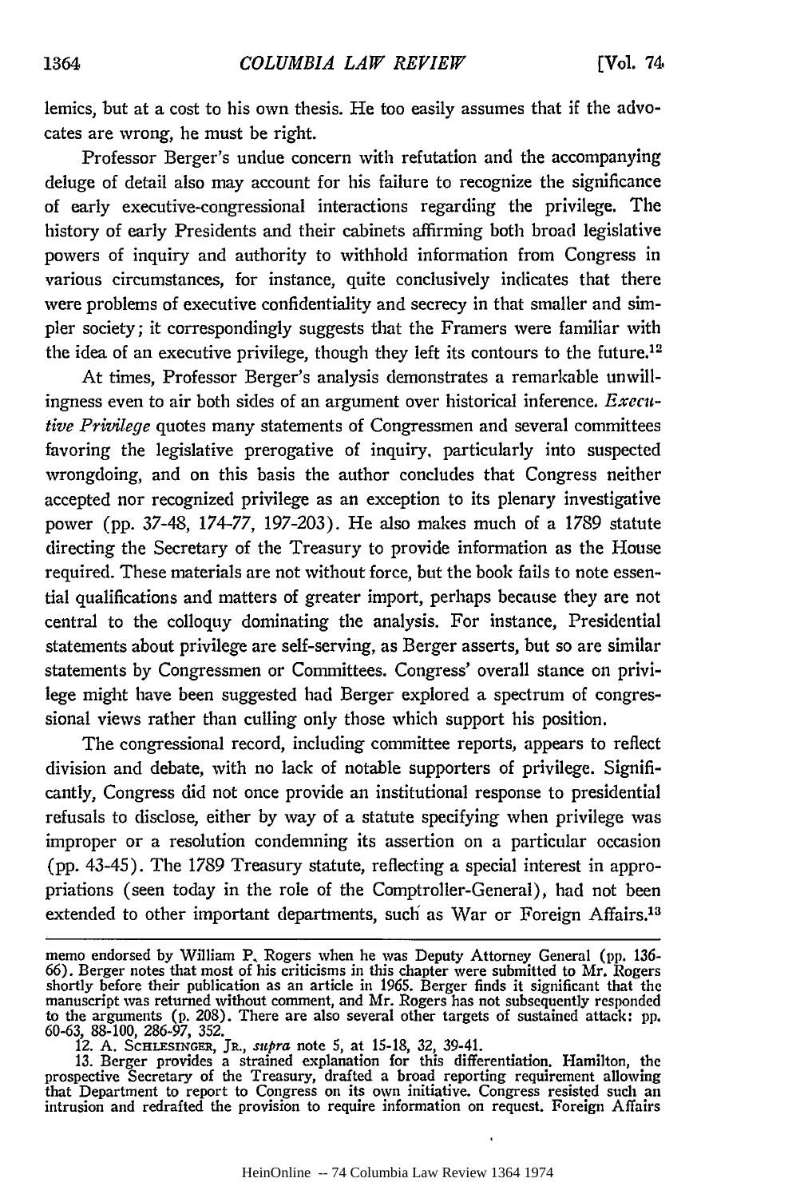lemics, but at a cost to his own thesis. He too easily assumes that if the advocates are wrong, he must be right.

Professor Berger's undue concern with refutation and the accompanying deluge of detail also may account for his failure to recognize the significance of early executive-congressional interactions regarding the privilege. The history of early Presidents and their cabinets affirming both broad legislative powers of inquiry and authority to withhold information from Congress in various circumstances, for instance, quite conclusively indicates that there were problems of executive confidentiality and secrecy in that smaller and simpler society; it correspondingly suggests that the Framers were familiar with the idea of an executive privilege, though they left its contours to the future.[12]

At times, Professor Berger's analysis demonstrates a remarkable unwillingness even to air both sides of an argument over historical inference. *Executive Privilege* quotes many statements of Congressmen and several committees favoring the legislative prerogative of inquiry, particularly into suspected wrongdoing, and on this basis the author concludes that Congress neither accepted nor recognized privilege as an exception to its plenary investigative power (pp. 37-48, 174-77, 197-203). He also makes much of a 1789 statute directing the Secretary of the Treasury to provide information as the House required. These materials are not without force, but the book fails to note essential qualifications and matters of greater import, perhaps because they are not central to the colloquy dominating the analysis. For instance, Presidential statements about privilege are self-serving, as Berger asserts, but so are similar statements by Congressmen or Committees. Congress' overall stance on privilege might have been suggested had Berger explored a spectrum of congressional views rather than culling only those which support his position.

The congressional record, including committee reports, appears to reflect division and debate, with no lack of notable supporters of privilege. Significantly, Congress did not once provide an institutional response to presidential refusals to disclose, either by way of a statute specifying when privilege was improper or a resolution condemning its assertion on a particular occasion (pp. 43-45). The 1789 Treasury statute, reflecting a special interest in appropriations (seen today in the role of the Comptroller-General), had not been extended to other important departments, such as War or Foreign Affairs.[13]

---

memo endorsed by William P. Rogers when he was Deputy Attorney General (pp. 136-66). Berger notes that most of his criticisms in this chapter were submitted to Mr. Rogers shortly before their publication as an article in 1965. Berger finds it significant that the manuscript was returned without comment, and Mr. Rogers has not subsequently responded to the arguments (p. 208). There are also several other targets of sustained attack: pp. 60-63, 88-100, 286-97, 352.

12. A. Schlesinger, Jr., *supra* note 5, at 15-18, 32, 39-41.

13. Berger provides a strained explanation for this differentiation. Hamilton, the prospective Secretary of the Treasury, drafted a broad reporting requirement allowing that Department to report to Congress on its own initiative. Congress resisted such an intrusion and redrafted the provision to require information on request. Foreign Affairs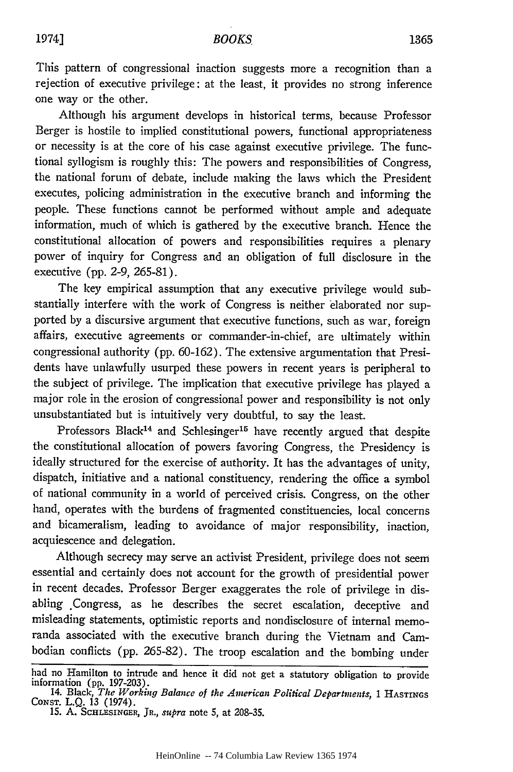This pattern of congressional inaction suggests more a recognition than a rejection of executive privilege: at the least, it provides no strong inference one way or the other.

Although his argument develops in historical terms, because Professor Berger is hostile to implied constitutional powers, functional appropriateness or necessity is at the core of his case against executive privilege. The functional syllogism is roughly this: The powers and responsibilities of Congress, the national forum of debate, include making the laws which the President executes, policing administration in the executive branch and informing the people. These functions cannot be performed without ample and adequate information, much of which is gathered by the executive branch. Hence the constitutional allocation of powers and responsibilities requires a plenary power of inquiry for Congress and an obligation of full disclosure in the executive (pp. 2-9, 265-81).

The key empirical assumption that any executive privilege would substantially interfere with the work of Congress is neither elaborated nor supported by a discursive argument that executive functions, such as war, foreign affairs, executive agreements or commander-in-chief, are ultimately within congressional authority (pp. 60-162). The extensive argumentation that Presidents have unlawfully usurped these powers in recent years is peripheral to the subject of privilege. The implication that executive privilege has played a major role in the erosion of congressional power and responsibility is not only unsubstantiated but is intuitively very doubtful, to say the least.

Professors Black[14] and Schlesinger[15] have recently argued that despite the constitutional allocation of powers favoring Congress, the Presidency is ideally structured for the exercise of authority. It has the advantages of unity, dispatch, initiative and a national constituency, rendering the office a symbol of national community in a world of perceived crisis. Congress, on the other hand, operates with the burdens of fragmented constituencies, local concerns and bicameralism, leading to avoidance of major responsibility, inaction, acquiescence and delegation.

Although secrecy may serve an activist President, privilege does not seem essential and certainly does not account for the growth of presidential power in recent decades. Professor Berger exaggerates the role of privilege in disabling Congress, as he describes the secret escalation, deceptive and misleading statements, optimistic reports and nondisclosure of internal memoranda associated with the executive branch during the Vietnam and Cambodian conflicts (pp. 265-82). The troop escalation and the bombing under

---

had no Hamilton to intrude and hence it did not get a statutory obligation to provide information (pp. 197-203).

14. Black, *The Working Balance of the American Political Departments*, 1 HASTINGS CONST. L.Q. 13 (1974).

15. A. SCHLESINGER, JR., *supra* note 5, at 208-35.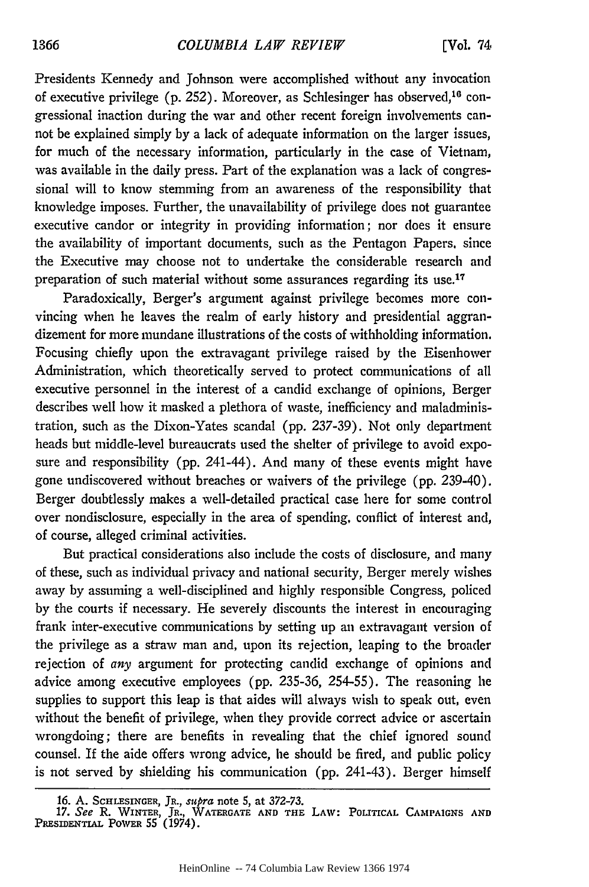Presidents Kennedy and Johnson were accomplished without any invocation of executive privilege (p. 252). Moreover, as Schlesinger has observed,[16] congressional inaction during the war and other recent foreign involvements cannot be explained simply by a lack of adequate information on the larger issues, for much of the necessary information, particularly in the case of Vietnam, was available in the daily press. Part of the explanation was a lack of congressional will to know stemming from an awareness of the responsibility that knowledge imposes. Further, the unavailability of privilege does not guarantee executive candor or integrity in providing information; nor does it ensure the availability of important documents, such as the Pentagon Papers, since the Executive may choose not to undertake the considerable research and preparation of such material without some assurances regarding its use.[17]

Paradoxically, Berger's argument against privilege becomes more convincing when he leaves the realm of early history and presidential aggrandizement for more mundane illustrations of the costs of withholding information. Focusing chiefly upon the extravagant privilege raised by the Eisenhower Administration, which theoretically served to protect communications of all executive personnel in the interest of a candid exchange of opinions, Berger describes well how it masked a plethora of waste, inefficiency and maladministration, such as the Dixon-Yates scandal (pp. 237-39). Not only department heads but middle-level bureaucrats used the shelter of privilege to avoid exposure and responsibility (pp. 241-44). And many of these events might have gone undiscovered without breaches or waivers of the privilege (pp. 239-40). Berger doubtlessly makes a well-detailed practical case here for some control over nondisclosure, especially in the area of spending, conflict of interest and, of course, alleged criminal activities.

But practical considerations also include the costs of disclosure, and many of these, such as individual privacy and national security, Berger merely wishes away by assuming a well-disciplined and highly responsible Congress, policed by the courts if necessary. He severely discounts the interest in encouraging frank inter-executive communications by setting up an extravagant version of the privilege as a straw man and, upon its rejection, leaping to the broader rejection of *any* argument for protecting candid exchange of opinions and advice among executive employees (pp. 235-36, 254-55). The reasoning he supplies to support this leap is that aides will always wish to speak out, even without the benefit of privilege, when they provide correct advice or ascertain wrongdoing; there are benefits in revealing that the chief ignored sound counsel. If the aide offers wrong advice, he should be fired, and public policy is not served by shielding his communication (pp. 241-43). Berger himself

---

16. A. Schlesinger, Jr., *supra* note 5, at 372-73.

17. *See* R. Winter, Jr., Watergate and the Law: Political Campaigns and Presidential Power 55 (1974).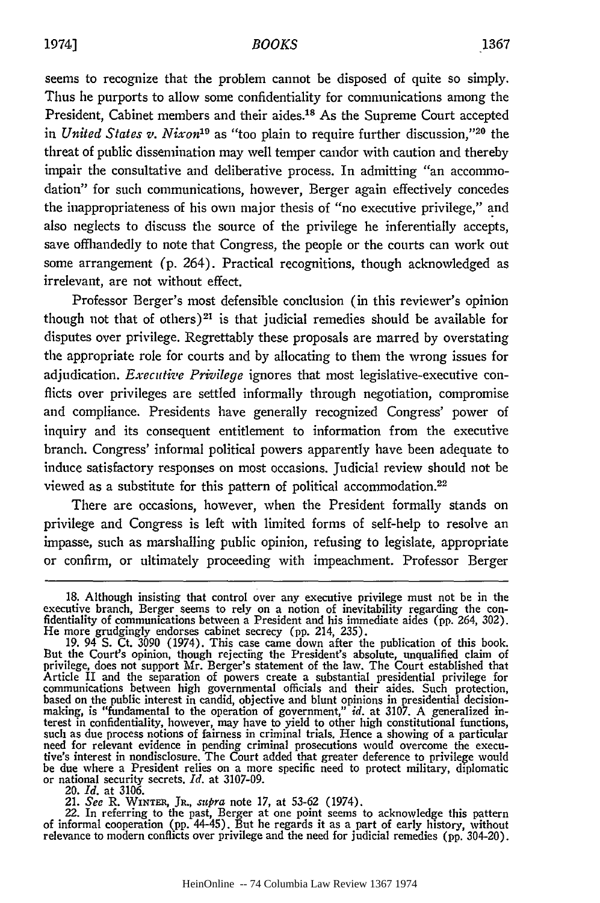seems to recognize that the problem cannot be disposed of quite so simply. Thus he purports to allow some confidentiality for communications among the President, Cabinet members and their aides.[18] As the Supreme Court accepted in *United States v. Nixon*[19] as "too plain to require further discussion,"[20] the threat of public dissemination may well temper candor with caution and thereby impair the consultative and deliberative process. In admitting "an accommodation" for such communications, however, Berger again effectively concedes the inappropriateness of his own major thesis of "no executive privilege," and also neglects to discuss the source of the privilege he inferentially accepts, save offhandedly to note that Congress, the people or the courts can work out some arrangement (p. 264). Practical recognitions, though acknowledged as irrelevant, are not without effect.

Professor Berger's most defensible conclusion (in this reviewer's opinion though not that of others)[21] is that judicial remedies should be available for disputes over privilege. Regrettably these proposals are marred by overstating the appropriate role for courts and by allocating to them the wrong issues for adjudication. *Executive Privilege* ignores that most legislative-executive conflicts over privileges are settled informally through negotiation, compromise and compliance. Presidents have generally recognized Congress' power of inquiry and its consequent entitlement to information from the executive branch. Congress' informal political powers apparently have been adequate to induce satisfactory responses on most occasions. Judicial review should not be viewed as a substitute for this pattern of political accommodation.[22]

There are occasions, however, when the President formally stands on privilege and Congress is left with limited forms of self-help to resolve an impasse, such as marshalling public opinion, refusing to legislate, appropriate or confirm, or ultimately proceeding with impeachment. Professor Berger

---

18. Although insisting that control over any executive privilege must not be in the executive branch, Berger seems to rely on a notion of inevitability regarding the confidentiality of communications between a President and his immediate aides (pp. 264, 302). He more grudgingly endorses cabinet secrecy (pp. 214, 235).

19. 94 S. Ct. 3090 (1974). This case came down after the publication of this book. But the Court's opinion, though rejecting the President's absolute, unqualified claim of privilege, does not support Mr. Berger's statement of the law. The Court established that Article II and the separation of powers create a substantial presidential privilege for communications between high governmental officials and their aides. Such protection, based on the public interest in candid, objective and blunt opinions in presidential decision-making, is "fundamental to the operation of government," *id.* at 3107. A generalized interest in confidentiality, however, may have to yield to other high constitutional functions, such as due process notions of fairness in criminal trials. Hence a showing of a particular need for relevant evidence in pending criminal prosecutions would overcome the executive's interest in nondisclosure. The Court added that greater deference to privilege would be due where a President relies on a more specific need to protect military, diplomatic or national security secrets. *Id.* at 3107-09.

20. *Id.* at 3106.

21. *See* R. WINTER, JR., *supra* note 17, at 53-62 (1974).

22. In referring to the past, Berger at one point seems to acknowledge this pattern of informal cooperation (pp. 44-45). But he regards it as a part of early history, without relevance to modern conflicts over privilege and the need for judicial remedies (pp. 304-20).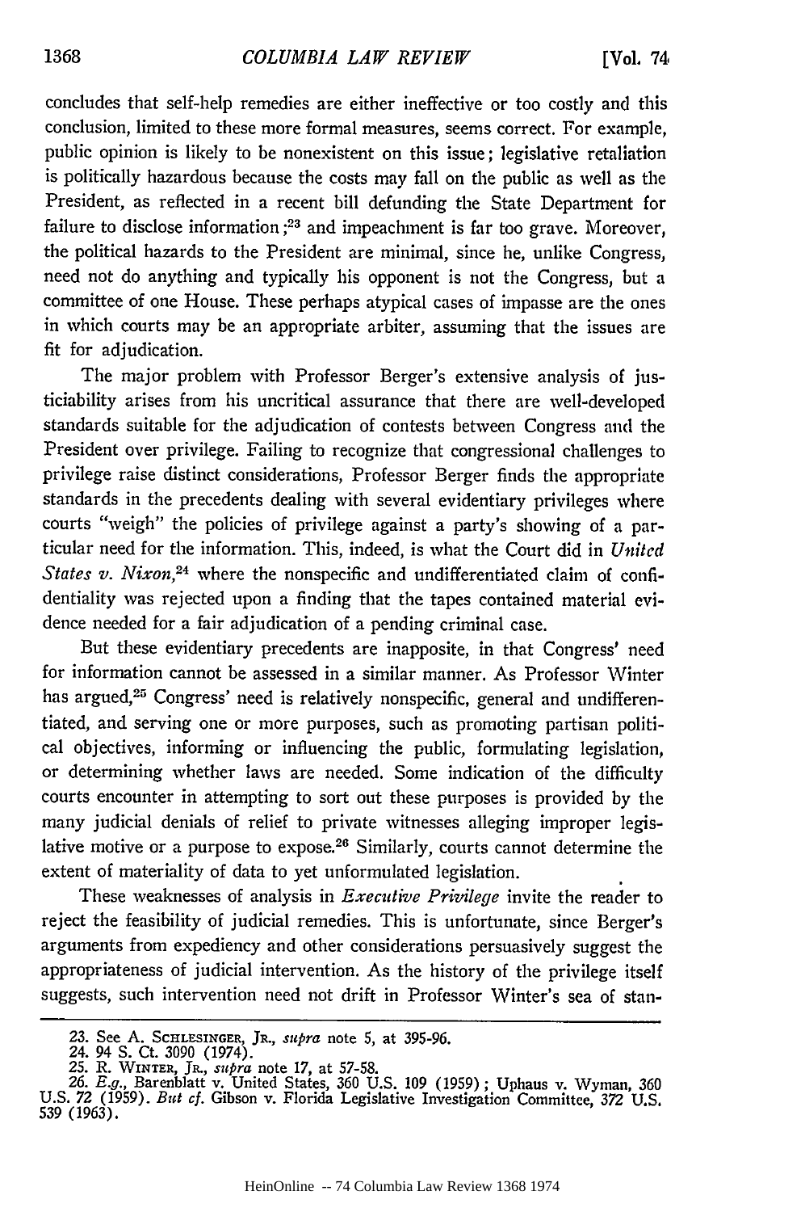concludes that self-help remedies are either ineffective or too costly and this conclusion, limited to these more formal measures, seems correct. For example, public opinion is likely to be nonexistent on this issue; legislative retaliation is politically hazardous because the costs may fall on the public as well as the President, as reflected in a recent bill defunding the State Department for failure to disclose information;[23] and impeachment is far too grave. Moreover, the political hazards to the President are minimal, since he, unlike Congress, need not do anything and typically his opponent is not the Congress, but a committee of one House. These perhaps atypical cases of impasse are the ones in which courts may be an appropriate arbiter, assuming that the issues are fit for adjudication.

The major problem with Professor Berger's extensive analysis of justiciability arises from his uncritical assurance that there are well-developed standards suitable for the adjudication of contests between Congress and the President over privilege. Failing to recognize that congressional challenges to privilege raise distinct considerations, Professor Berger finds the appropriate standards in the precedents dealing with several evidentiary privileges where courts "weigh" the policies of privilege against a party's showing of a particular need for the information. This, indeed, is what the Court did in *United States v. Nixon*,[24] where the nonspecific and undifferentiated claim of confidentiality was rejected upon a finding that the tapes contained material evidence needed for a fair adjudication of a pending criminal case.

But these evidentiary precedents are inapposite, in that Congress' need for information cannot be assessed in a similar manner. As Professor Winter has argued,[25] Congress' need is relatively nonspecific, general and undifferentiated, and serving one or more purposes, such as promoting partisan political objectives, informing or influencing the public, formulating legislation, or determining whether laws are needed. Some indication of the difficulty courts encounter in attempting to sort out these purposes is provided by the many judicial denials of relief to private witnesses alleging improper legislative motive or a purpose to expose.[26] Similarly, courts cannot determine the extent of materiality of data to yet unformulated legislation.

These weaknesses of analysis in *Executive Privilege* invite the reader to reject the feasibility of judicial remedies. This is unfortunate, since Berger's arguments from expediency and other considerations persuasively suggest the appropriateness of judicial intervention. As the history of the privilege itself suggests, such intervention need not drift in Professor Winter's sea of stan-

---

23. See A. SCHLESINGER, JR., *supra* note 5, at 395-96.
24. 94 S. Ct. 3090 (1974).
25. R. WINTER, JR., *supra* note 17, at 57-58.
26. *E.g.*, Barenblatt v. United States, 360 U.S. 109 (1959); Uphaus v. Wyman, 360 U.S. 72 (1959). *But cf.* Gibson v. Florida Legislative Investigation Committee, 372 U.S. 539 (1963).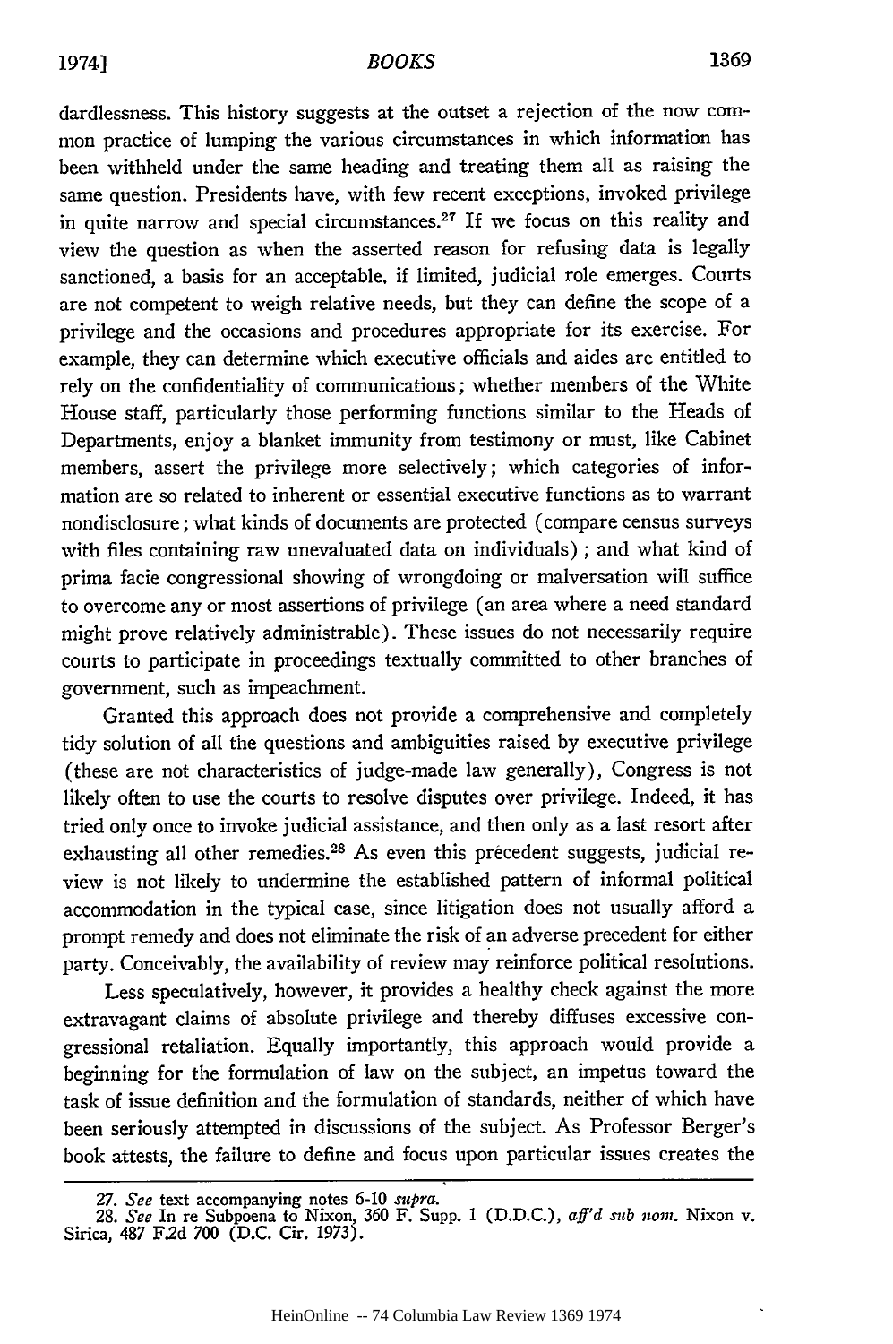dardlessness. This history suggests at the outset a rejection of the now common practice of lumping the various circumstances in which information has been withheld under the same heading and treating them all as raising the same question. Presidents have, with few recent exceptions, invoked privilege in quite narrow and special circumstances.[27] If we focus on this reality and view the question as when the asserted reason for refusing data is legally sanctioned, a basis for an acceptable, if limited, judicial role emerges. Courts are not competent to weigh relative needs, but they can define the scope of a privilege and the occasions and procedures appropriate for its exercise. For example, they can determine which executive officials and aides are entitled to rely on the confidentiality of communications; whether members of the White House staff, particularly those performing functions similar to the Heads of Departments, enjoy a blanket immunity from testimony or must, like Cabinet members, assert the privilege more selectively; which categories of information are so related to inherent or essential executive functions as to warrant nondisclosure; what kinds of documents are protected (compare census surveys with files containing raw unevaluated data on individuals); and what kind of prima facie congressional showing of wrongdoing or malversation will suffice to overcome any or most assertions of privilege (an area where a need standard might prove relatively administrable). These issues do not necessarily require courts to participate in proceedings textually committed to other branches of government, such as impeachment.

Granted this approach does not provide a comprehensive and completely tidy solution of all the questions and ambiguities raised by executive privilege (these are not characteristics of judge-made law generally), Congress is not likely often to use the courts to resolve disputes over privilege. Indeed, it has tried only once to invoke judicial assistance, and then only as a last resort after exhausting all other remedies.[28] As even this precedent suggests, judicial review is not likely to undermine the established pattern of informal political accommodation in the typical case, since litigation does not usually afford a prompt remedy and does not eliminate the risk of an adverse precedent for either party. Conceivably, the availability of review may reinforce political resolutions.

Less speculatively, however, it provides a healthy check against the more extravagant claims of absolute privilege and thereby diffuses excessive congressional retaliation. Equally importantly, this approach would provide a beginning for the formulation of law on the subject, an impetus toward the task of issue definition and the formulation of standards, neither of which have been seriously attempted in discussions of the subject. As Professor Berger's book attests, the failure to define and focus upon particular issues creates the

---

27. *See* text accompanying notes 6-10 *supra.*

28. *See* In re Subpoena to Nixon, 360 F. Supp. 1 (D.D.C.), *aff'd sub nom.* Nixon v. Sirica, 487 F.2d 700 (D.C. Cir. 1973).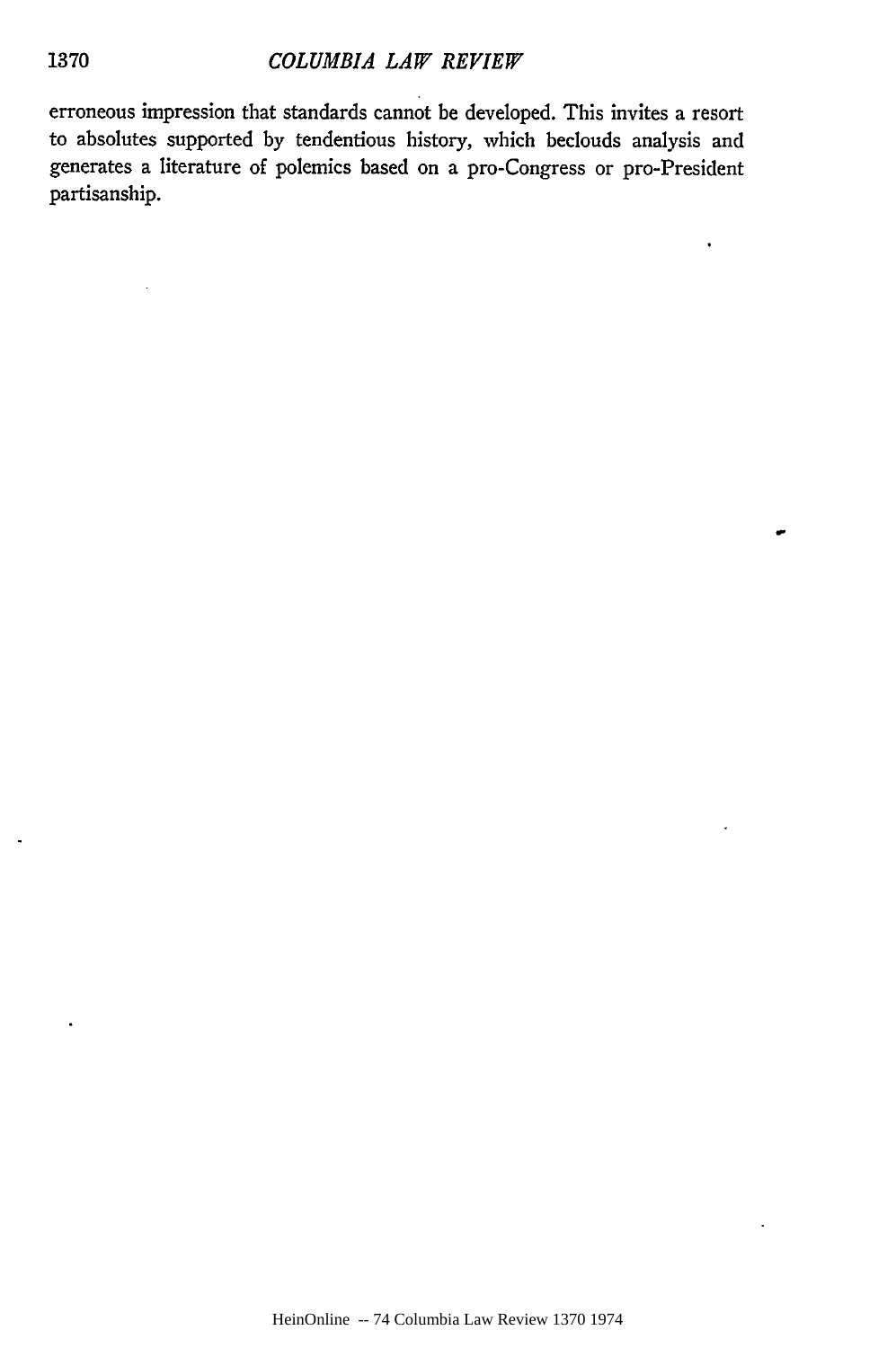erroneous impression that standards cannot be developed. This invites a resort to absolutes supported by tendentious history, which beclouds analysis and generates a literature of polemics based on a pro-Congress or pro-President partisanship.